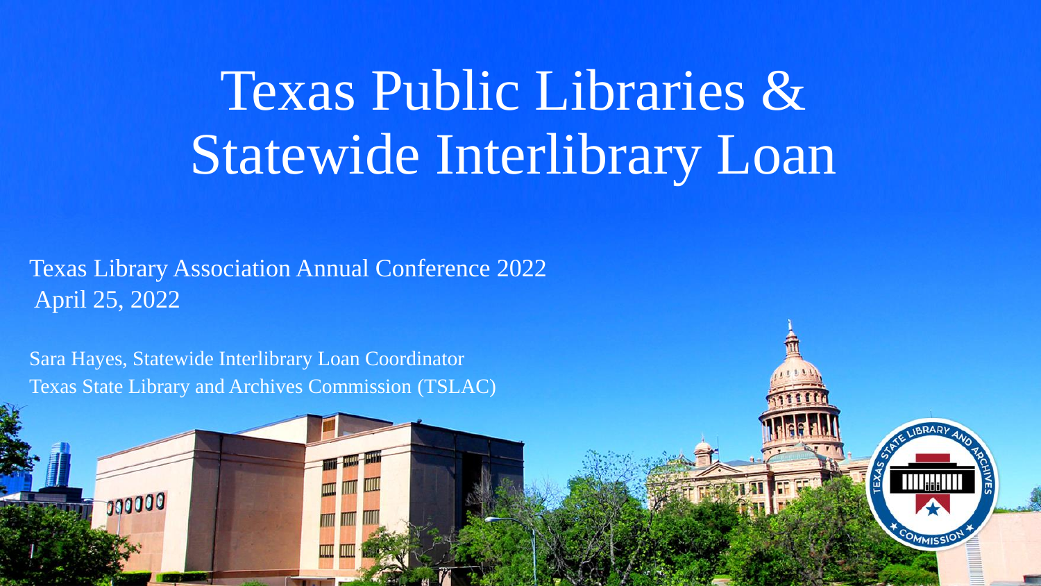# Texas Public Libraries & Statewide Interlibrary Loan

Texas Library Association Annual Conference 2022
April 25, 2022

Sara Hayes, Statewide Interlibrary Loan Coordinator
Texas State Library and Archives Commission (TSLAC)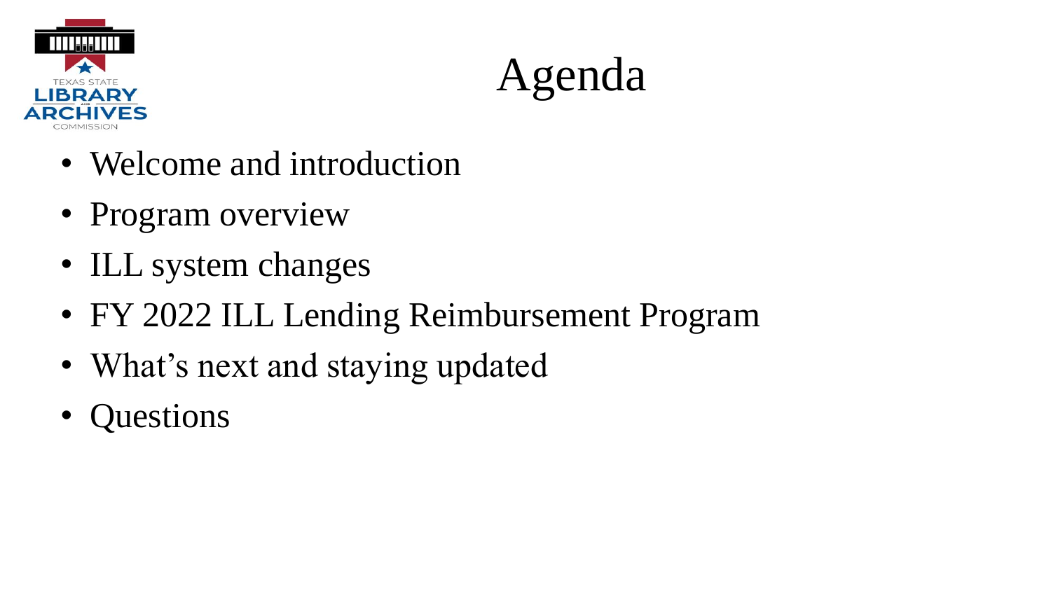# Agenda

- Welcome and introduction
- Program overview
- ILL system changes
- FY 2022 ILL Lending Reimbursement Program
- What's next and staying updated
- Questions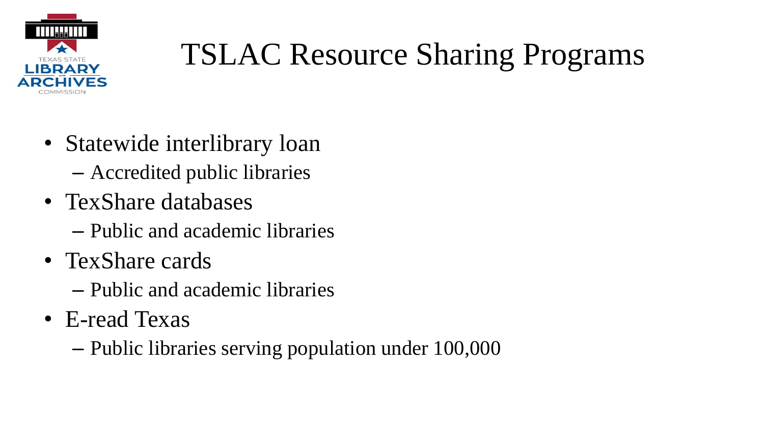# TSLAC Resource Sharing Programs

- Statewide interlibrary loan
  - Accredited public libraries
- TexShare databases
  - Public and academic libraries
- TexShare cards
  - Public and academic libraries
- E-read Texas
  - Public libraries serving population under 100,000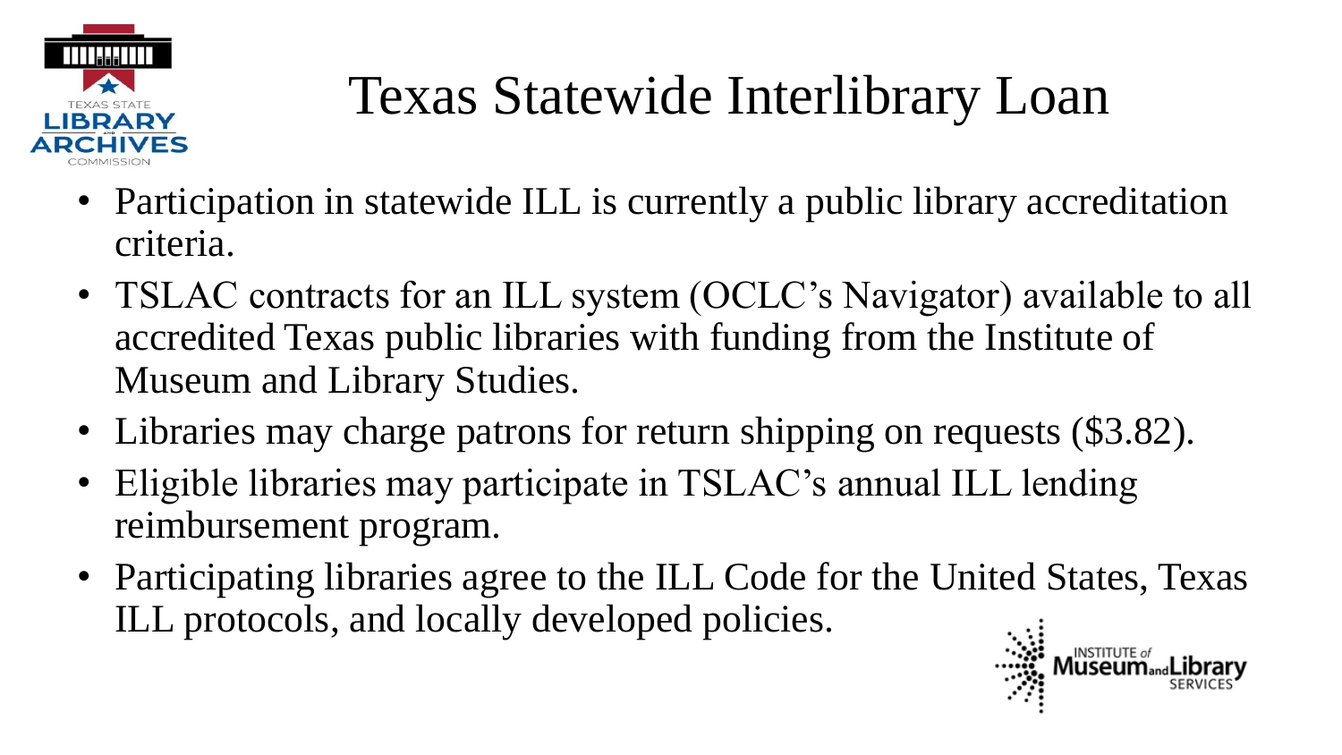# Texas Statewide Interlibrary Loan

- Participation in statewide ILL is currently a public library accreditation criteria.
- TSLAC contracts for an ILL system (OCLC's Navigator) available to all accredited Texas public libraries with funding from the Institute of Museum and Library Studies.
- Libraries may charge patrons for return shipping on requests ($3.82).
- Eligible libraries may participate in TSLAC's annual ILL lending reimbursement program.
- Participating libraries agree to the ILL Code for the United States, Texas ILL protocols, and locally developed policies.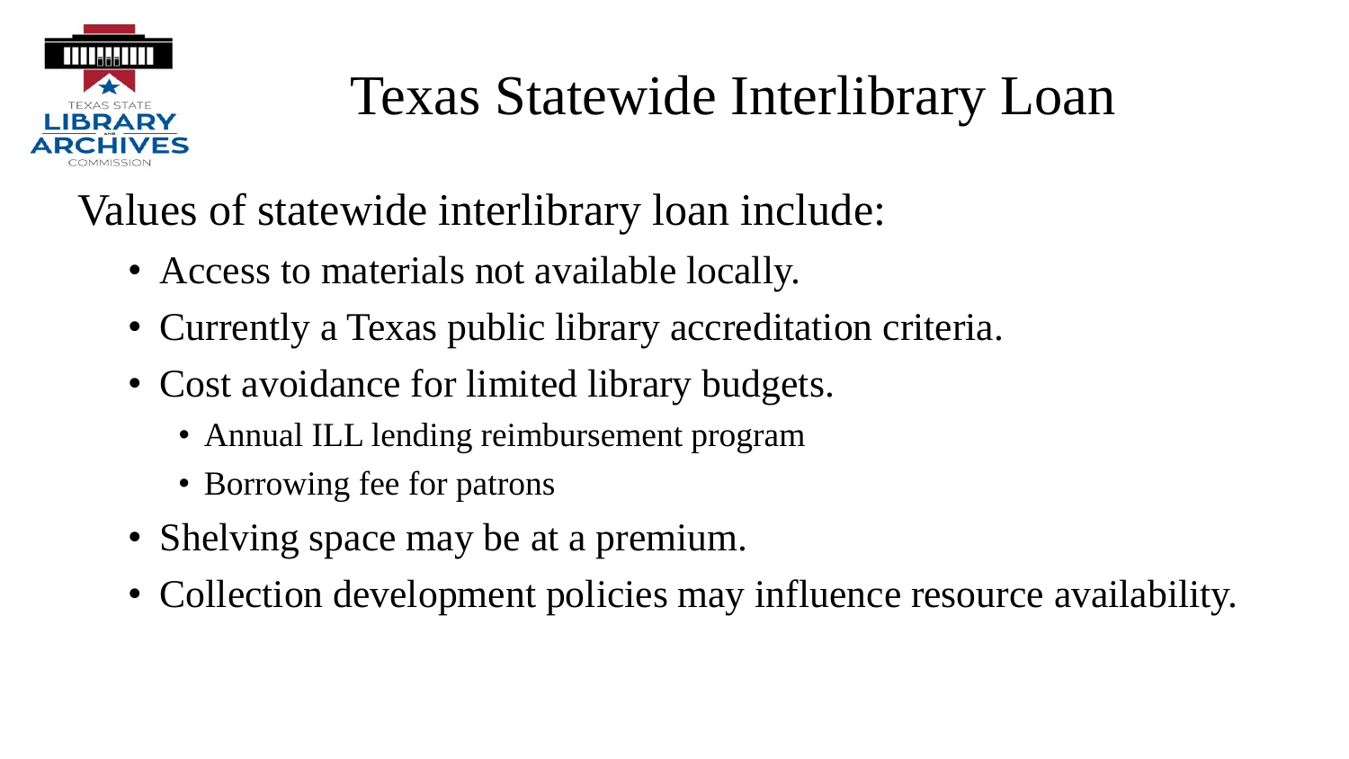# Texas Statewide Interlibrary Loan

Values of statewide interlibrary loan include:

- Access to materials not available locally.
- Currently a Texas public library accreditation criteria.
- Cost avoidance for limited library budgets.
  - Annual ILL lending reimbursement program
  - Borrowing fee for patrons
- Shelving space may be at a premium.
- Collection development policies may influence resource availability.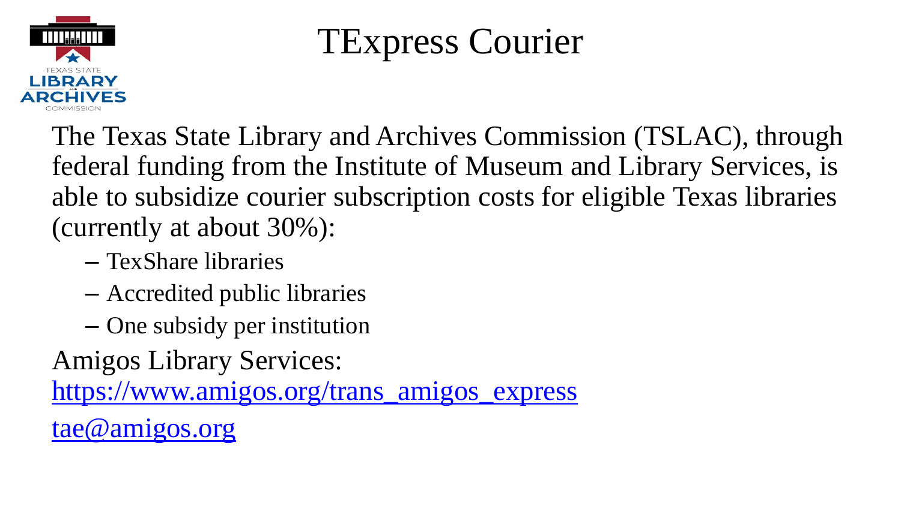# TExpress Courier

The Texas State Library and Archives Commission (TSLAC), through federal funding from the Institute of Museum and Library Services, is able to subsidize courier subscription costs for eligible Texas libraries (currently at about 30%):

- TexShare libraries
- Accredited public libraries
- One subsidy per institution

Amigos Library Services:

https://www.amigos.org/trans_amigos_express

tae@amigos.org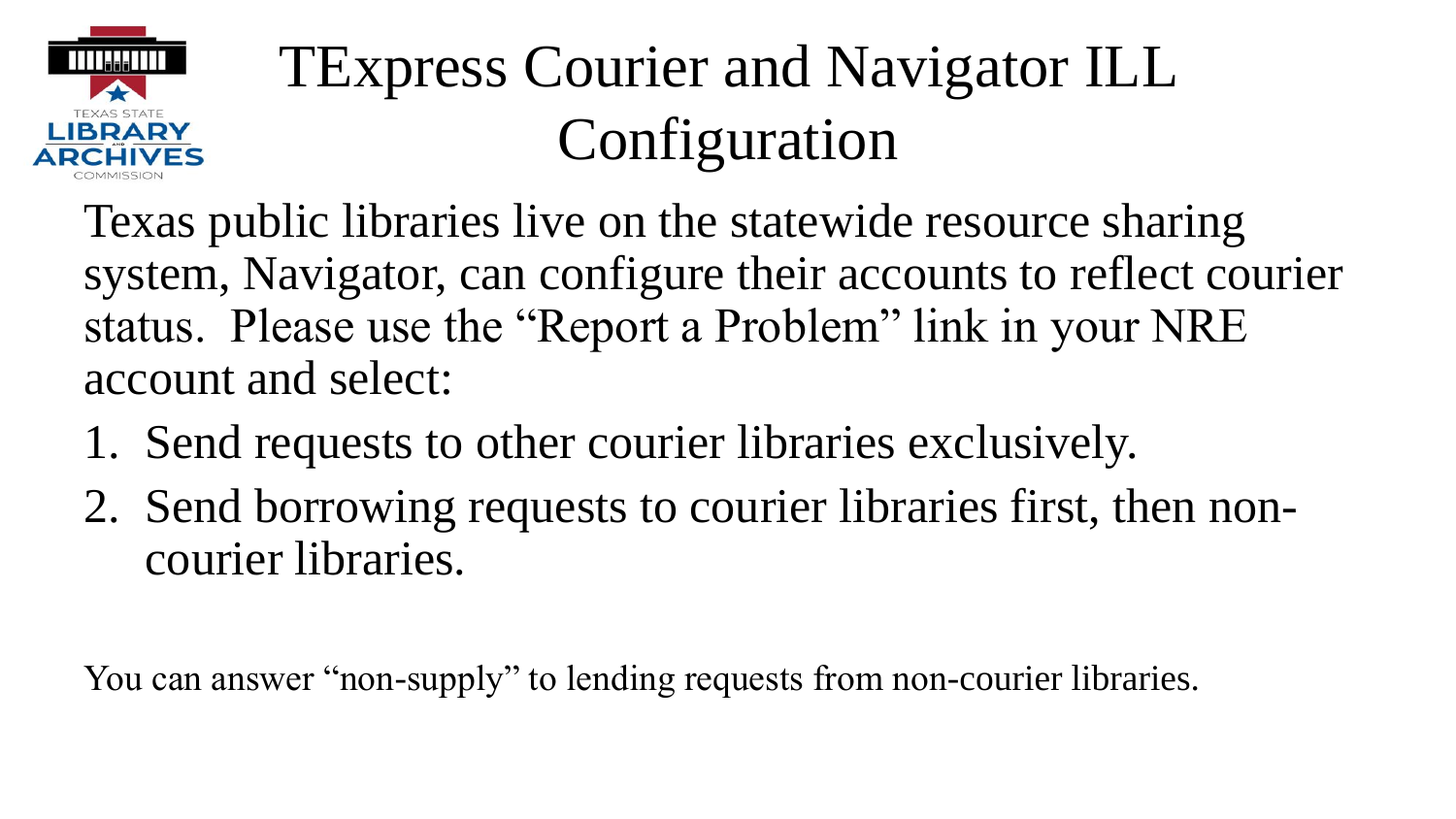# TExpress Courier and Navigator ILL Configuration

Texas public libraries live on the statewide resource sharing system, Navigator, can configure their accounts to reflect courier status. Please use the “Report a Problem” link in your NRE account and select:

1. Send requests to other courier libraries exclusively.
2. Send borrowing requests to courier libraries first, then non-courier libraries.

You can answer “non-supply” to lending requests from non-courier libraries.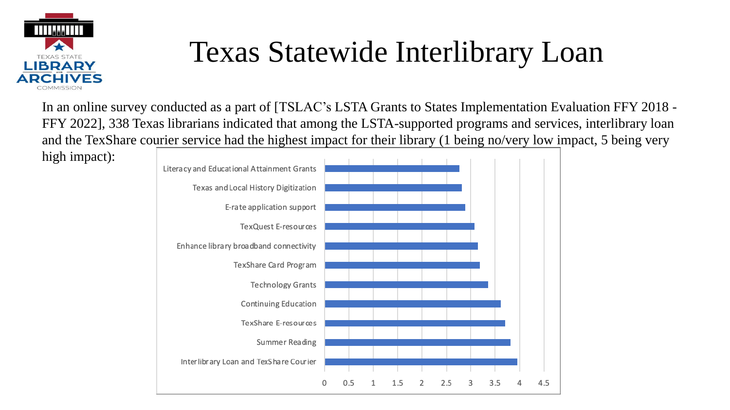# Texas Statewide Interlibrary Loan

In an online survey conducted as a part of [TSLAC's LSTA Grants to States Implementation Evaluation FFY 2018 - FFY 2022], 338 Texas librarians indicated that among the LSTA-supported programs and services, interlibrary loan and the TexShare courier service had the highest impact for their library (1 being no/very low impact, 5 being very high impact):

- Literacy and Educational Attainment Grants
- Texas and Local History Digitization
- E-rate application support
- TexQuest E-resources
- Enhance library broadband connectivity
- TexShare Card Program
- Technology Grants
- Continuing Education
- TexShare E-resources
- Summer Reading
- Interlibrary Loan and TexShare Courier

0 0.5 1 1.5 2 2.5 3 3.5 4 4.5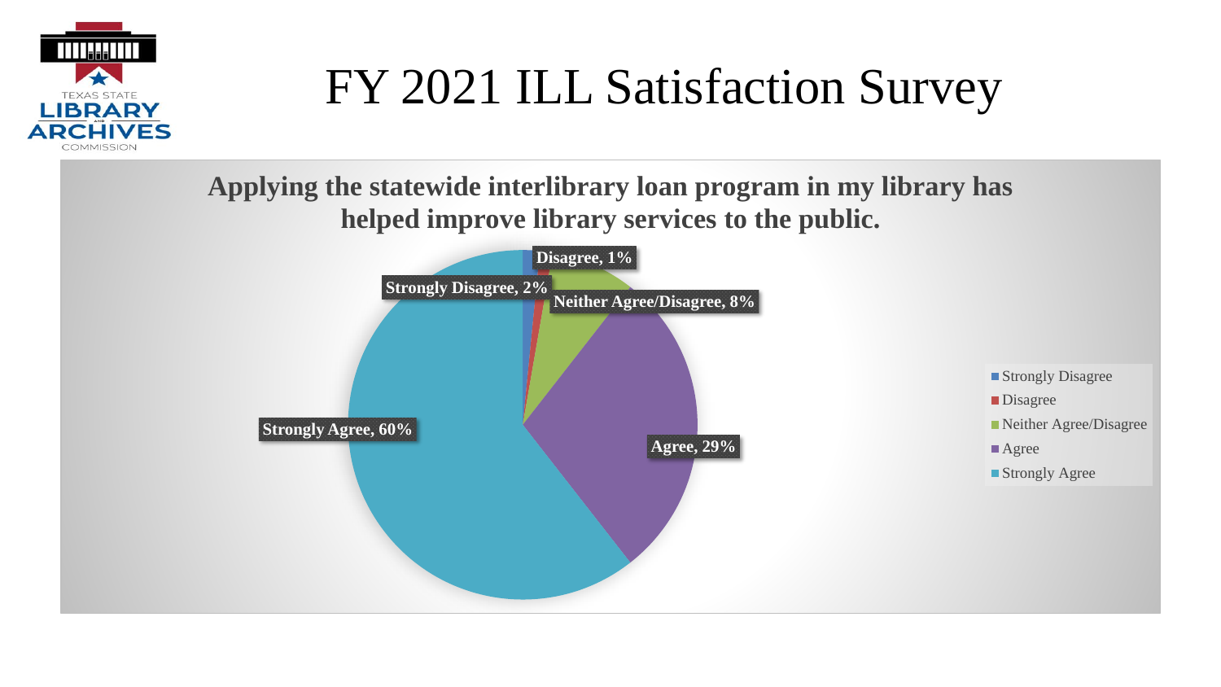# FY 2021 ILL Satisfaction Survey

**Applying the statewide interlibrary loan program in my library has helped improve library services to the public.**

| Response | Percentage |
| --- | --- |
| Strongly Disagree | 2% |
| Disagree | 1% |
| Neither Agree/Disagree | 8% |
| Agree | 29% |
| Strongly Agree | 60% |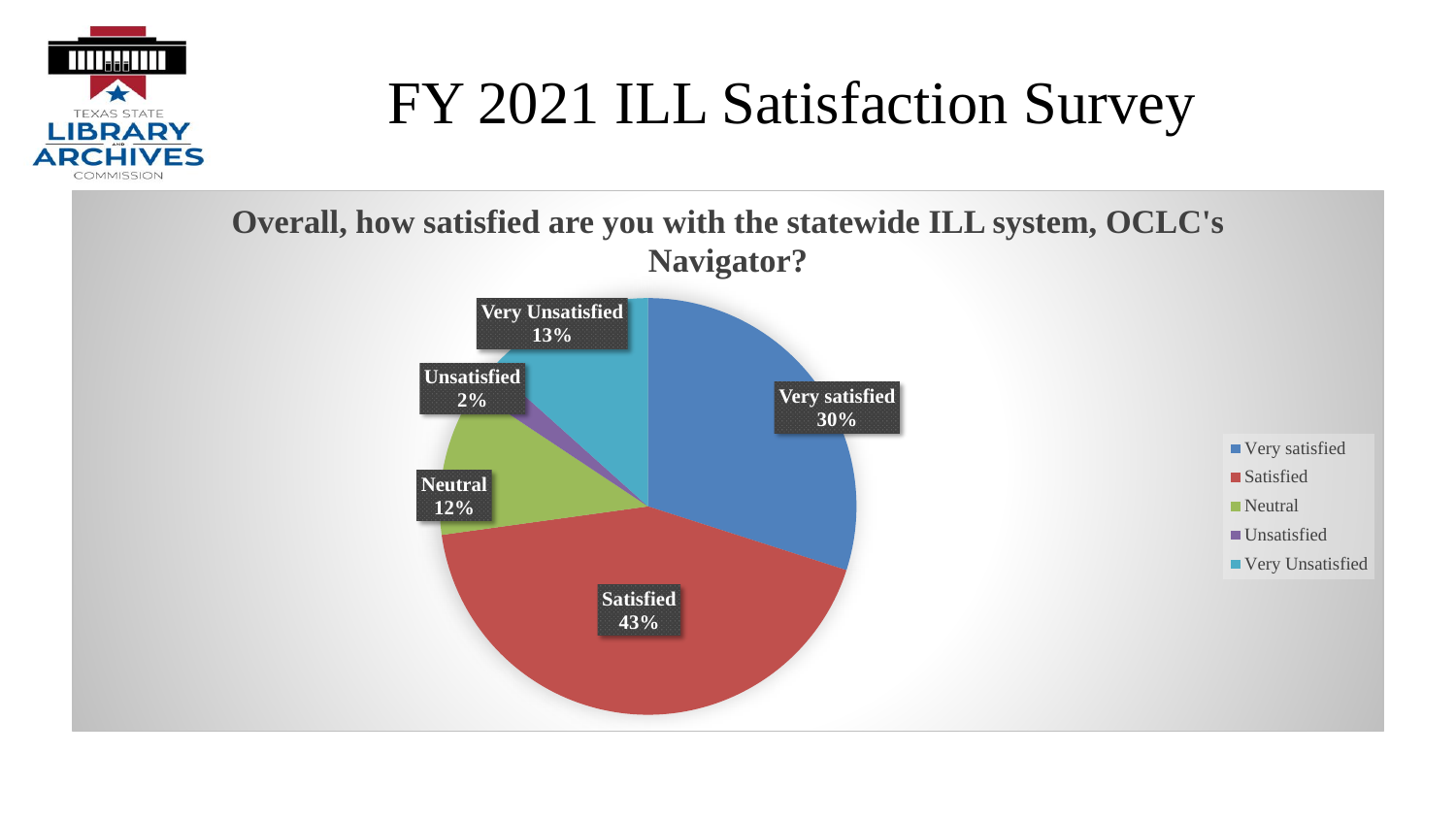# FY 2021 ILL Satisfaction Survey

**Overall, how satisfied are you with the statewide ILL system, OCLC's Navigator?**

| Response | Percentage |
| --- | --- |
| Very satisfied | 30% |
| Satisfied | 43% |
| Neutral | 12% |
| Unsatisfied | 2% |
| Very Unsatisfied | 13% |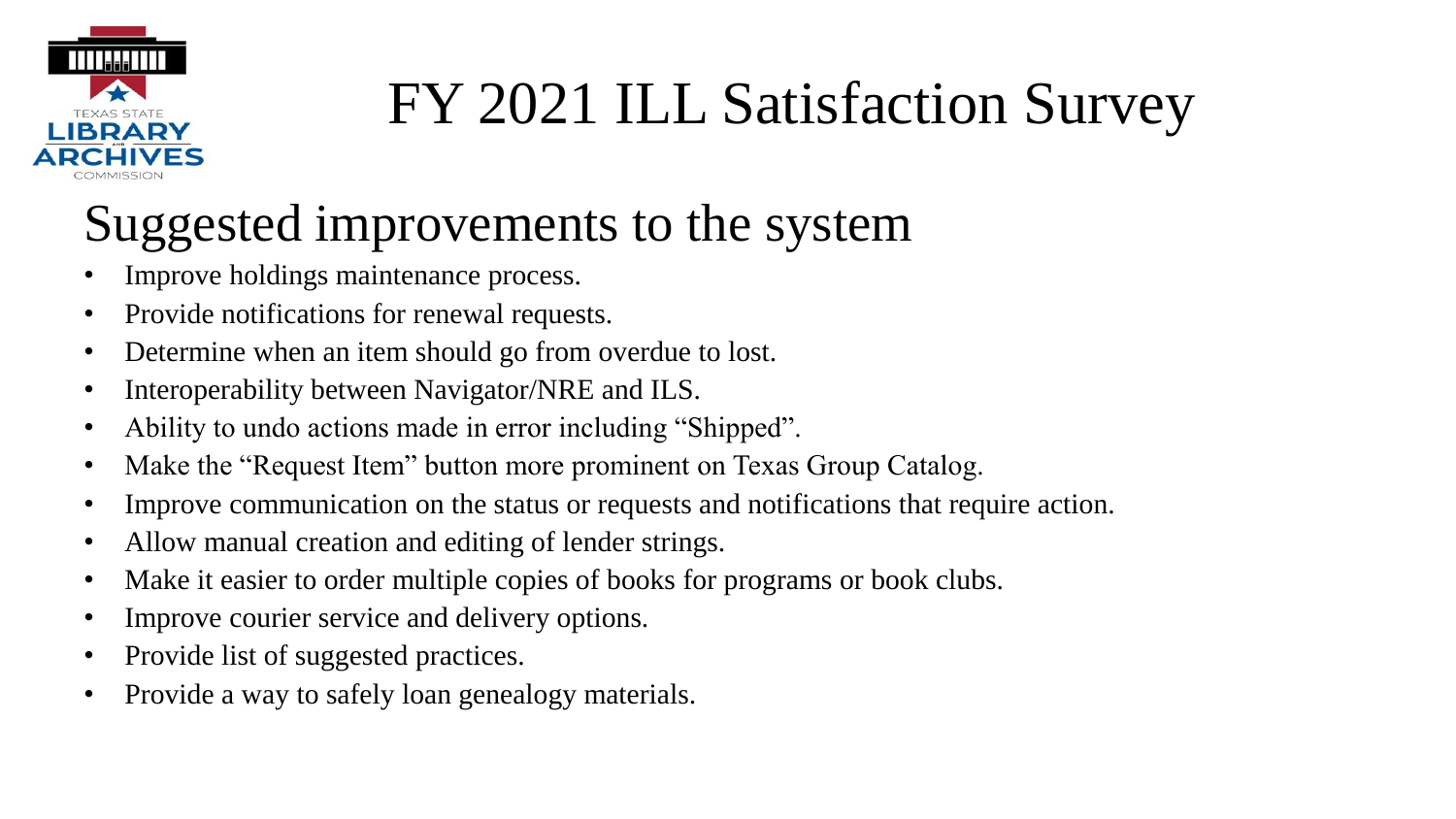# FY 2021 ILL Satisfaction Survey

## Suggested improvements to the system

- Improve holdings maintenance process.
- Provide notifications for renewal requests.
- Determine when an item should go from overdue to lost.
- Interoperability between Navigator/NRE and ILS.
- Ability to undo actions made in error including "Shipped".
- Make the "Request Item" button more prominent on Texas Group Catalog.
- Improve communication on the status or requests and notifications that require action.
- Allow manual creation and editing of lender strings.
- Make it easier to order multiple copies of books for programs or book clubs.
- Improve courier service and delivery options.
- Provide list of suggested practices.
- Provide a way to safely loan genealogy materials.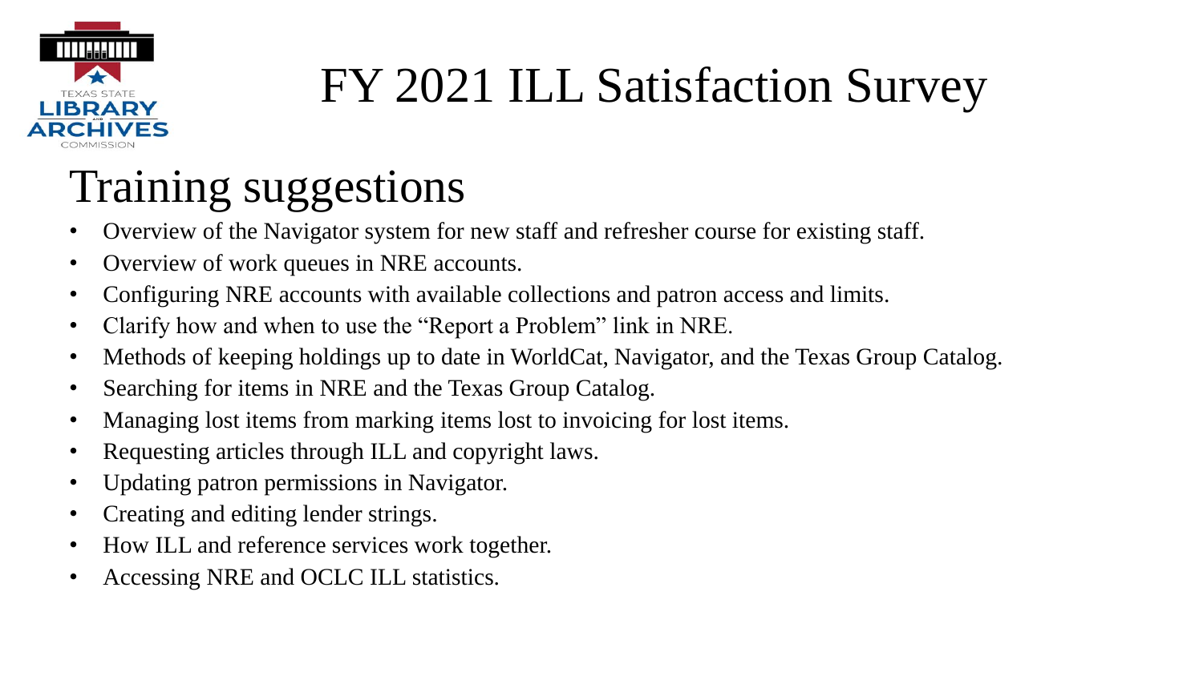# FY 2021 ILL Satisfaction Survey

## Training suggestions

- Overview of the Navigator system for new staff and refresher course for existing staff.
- Overview of work queues in NRE accounts.
- Configuring NRE accounts with available collections and patron access and limits.
- Clarify how and when to use the "Report a Problem" link in NRE.
- Methods of keeping holdings up to date in WorldCat, Navigator, and the Texas Group Catalog.
- Searching for items in NRE and the Texas Group Catalog.
- Managing lost items from marking items lost to invoicing for lost items.
- Requesting articles through ILL and copyright laws.
- Updating patron permissions in Navigator.
- Creating and editing lender strings.
- How ILL and reference services work together.
- Accessing NRE and OCLC ILL statistics.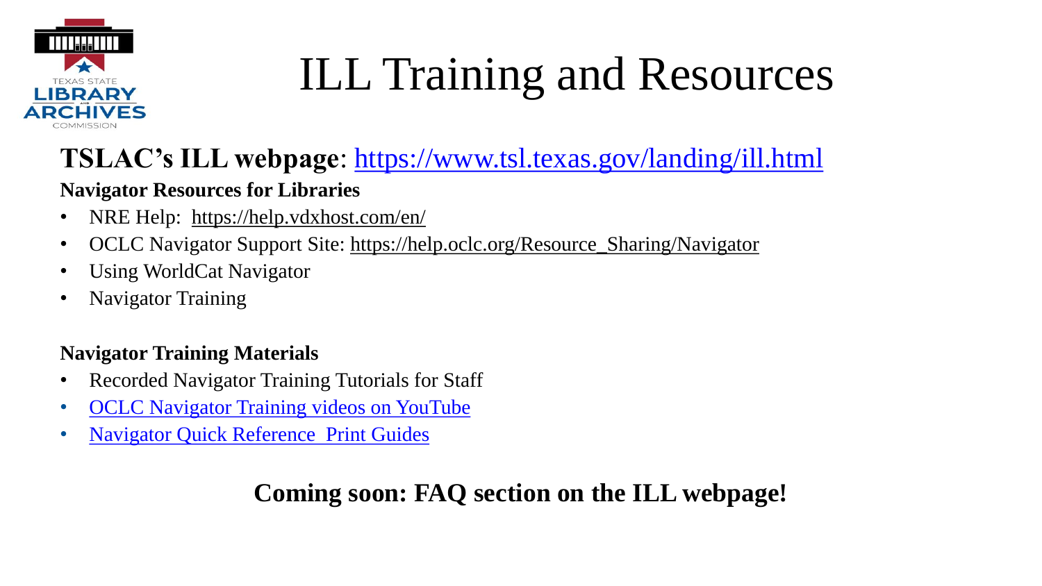# ILL Training and Resources

**TSLAC's ILL webpage**: https://www.tsl.texas.gov/landing/ill.html

**Navigator Resources for Libraries**

- NRE Help: https://help.vdxhost.com/en/
- OCLC Navigator Support Site: https://help.oclc.org/Resource_Sharing/Navigator
- Using WorldCat Navigator
- Navigator Training

**Navigator Training Materials**

- Recorded Navigator Training Tutorials for Staff
- OCLC Navigator Training videos on YouTube
- Navigator Quick Reference Print Guides

**Coming soon: FAQ section on the ILL webpage!**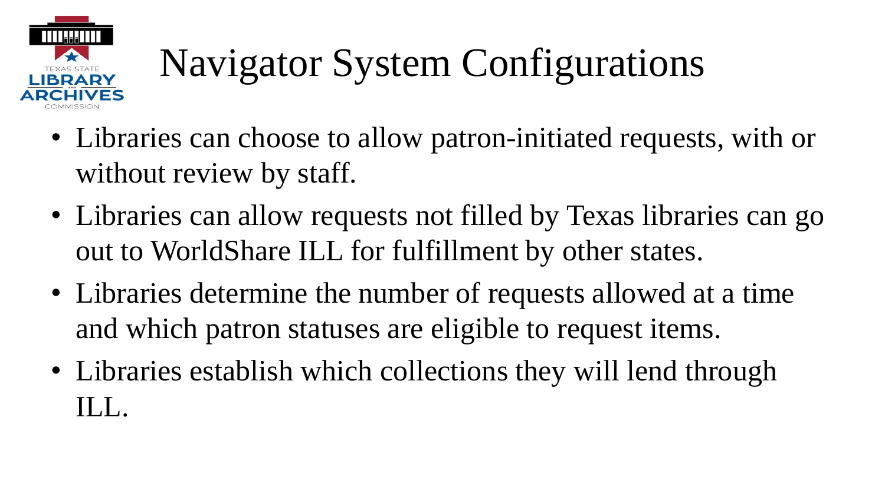# Navigator System Configurations

- Libraries can choose to allow patron-initiated requests, with or without review by staff.
- Libraries can allow requests not filled by Texas libraries can go out to WorldShare ILL for fulfillment by other states.
- Libraries determine the number of requests allowed at a time and which patron statuses are eligible to request items.
- Libraries establish which collections they will lend through ILL.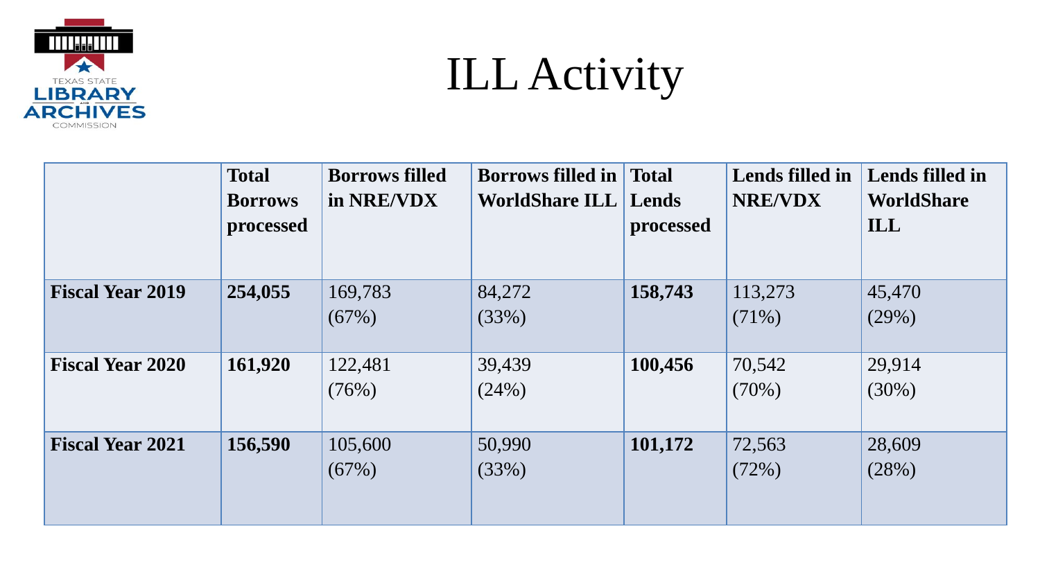# ILL Activity

| | Total Borrows processed | Borrows filled in NRE/VDX | Borrows filled in WorldShare ILL | Total Lends processed | Lends filled in NRE/VDX | Lends filled in WorldShare ILL |
|---|---|---|---|---|---|---|
| **Fiscal Year 2019** | **254,055** | 169,783 (67%) | 84,272 (33%) | **158,743** | 113,273 (71%) | 45,470 (29%) |
| **Fiscal Year 2020** | **161,920** | 122,481 (76%) | 39,439 (24%) | **100,456** | 70,542 (70%) | 29,914 (30%) |
| **Fiscal Year 2021** | **156,590** | 105,600 (67%) | 50,990 (33%) | **101,172** | 72,563 (72%) | 28,609 (28%) |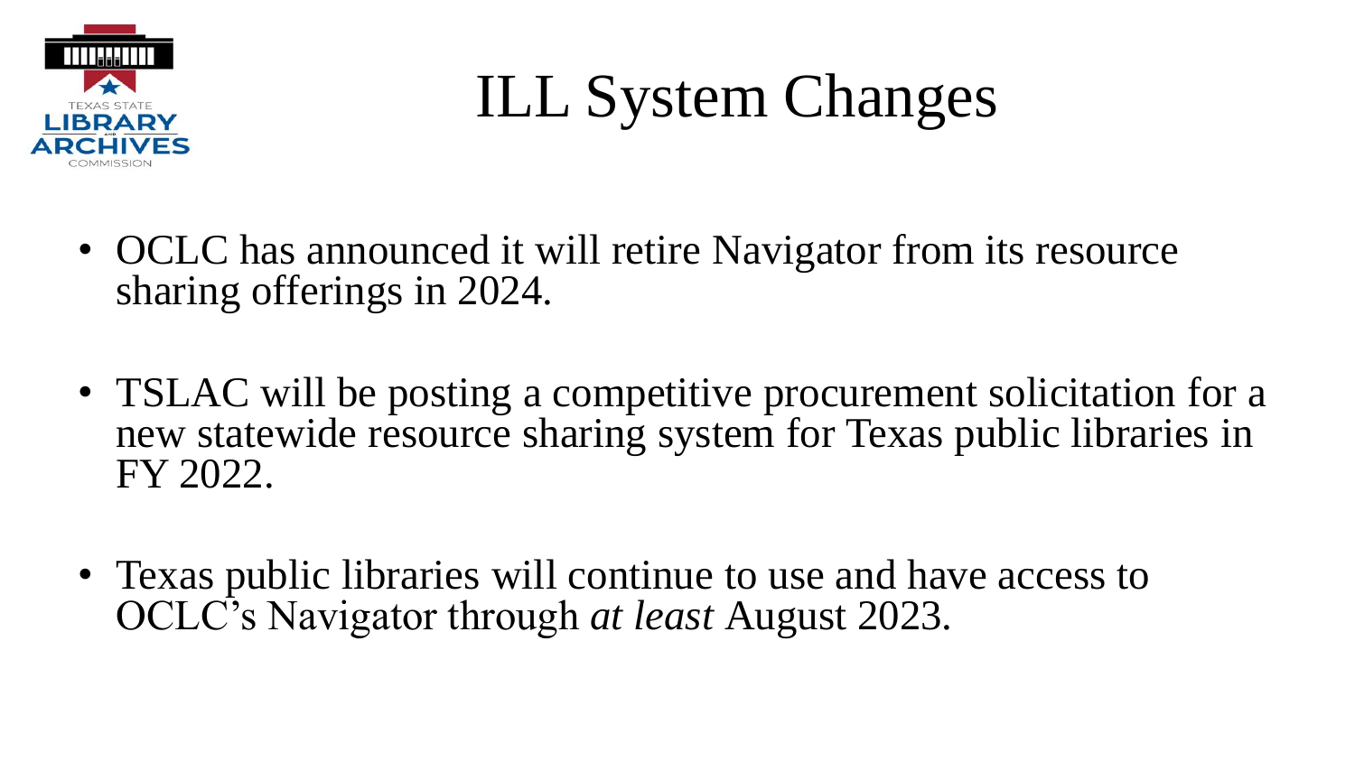# ILL System Changes

- OCLC has announced it will retire Navigator from its resource sharing offerings in 2024.
- TSLAC will be posting a competitive procurement solicitation for a new statewide resource sharing system for Texas public libraries in FY 2022.
- Texas public libraries will continue to use and have access to OCLC's Navigator through *at least* August 2023.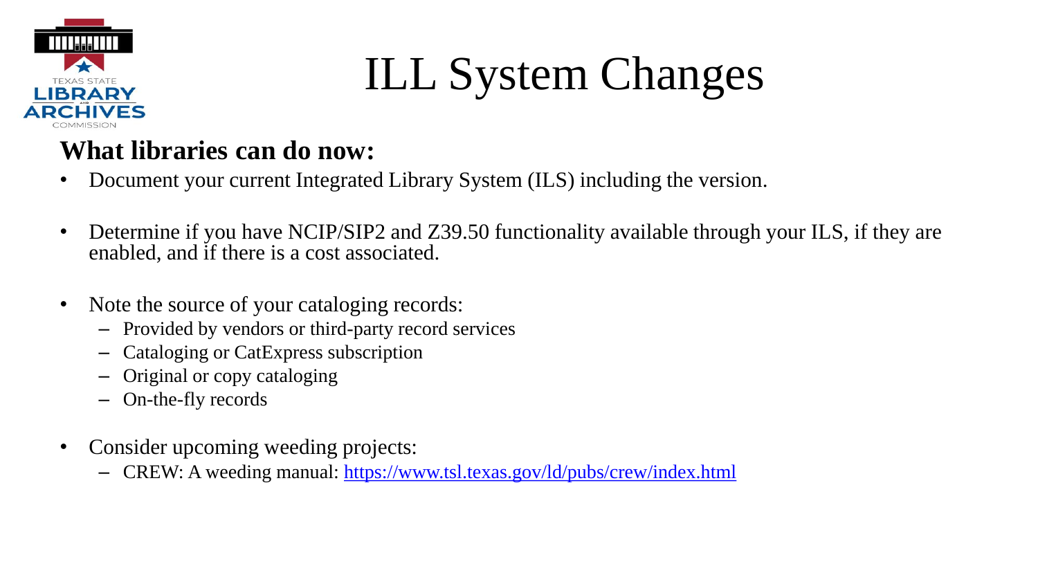# ILL System Changes

**What libraries can do now:**

- Document your current Integrated Library System (ILS) including the version.
- Determine if you have NCIP/SIP2 and Z39.50 functionality available through your ILS, if they are enabled, and if there is a cost associated.
- Note the source of your cataloging records:
  - Provided by vendors or third-party record services
  - Cataloging or CatExpress subscription
  - Original or copy cataloging
  - On-the-fly records
- Consider upcoming weeding projects:
  - CREW: A weeding manual: https://www.tsl.texas.gov/ld/pubs/crew/index.html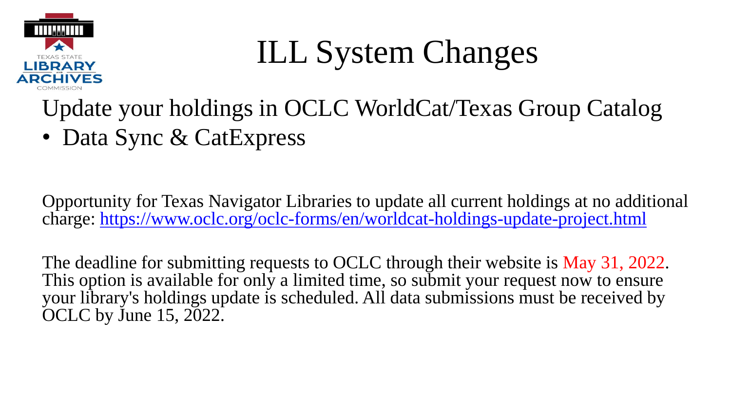# ILL System Changes

Update your holdings in OCLC WorldCat/Texas Group Catalog

- Data Sync & CatExpress

Opportunity for Texas Navigator Libraries to update all current holdings at no additional charge: https://www.oclc.org/oclc-forms/en/worldcat-holdings-update-project.html

The deadline for submitting requests to OCLC through their website is May 31, 2022. This option is available for only a limited time, so submit your request now to ensure your library's holdings update is scheduled. All data submissions must be received by OCLC by June 15, 2022.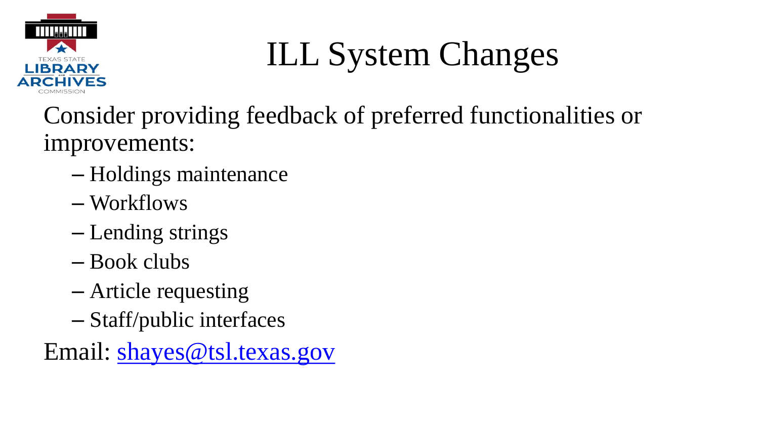# ILL System Changes

Consider providing feedback of preferred functionalities or improvements:

- Holdings maintenance
- Workflows
- Lending strings
- Book clubs
- Article requesting
- Staff/public interfaces

Email: [shayes@tsl.texas.gov](mailto:shayes@tsl.texas.gov)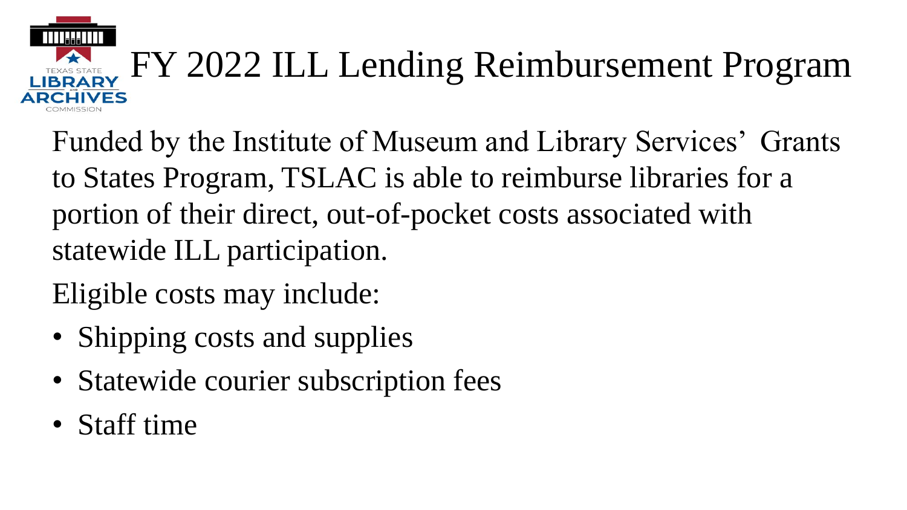# FY 2022 ILL Lending Reimbursement Program

Funded by the Institute of Museum and Library Services' Grants to States Program, TSLAC is able to reimburse libraries for a portion of their direct, out-of-pocket costs associated with statewide ILL participation.

Eligible costs may include:

- Shipping costs and supplies
- Statewide courier subscription fees
- Staff time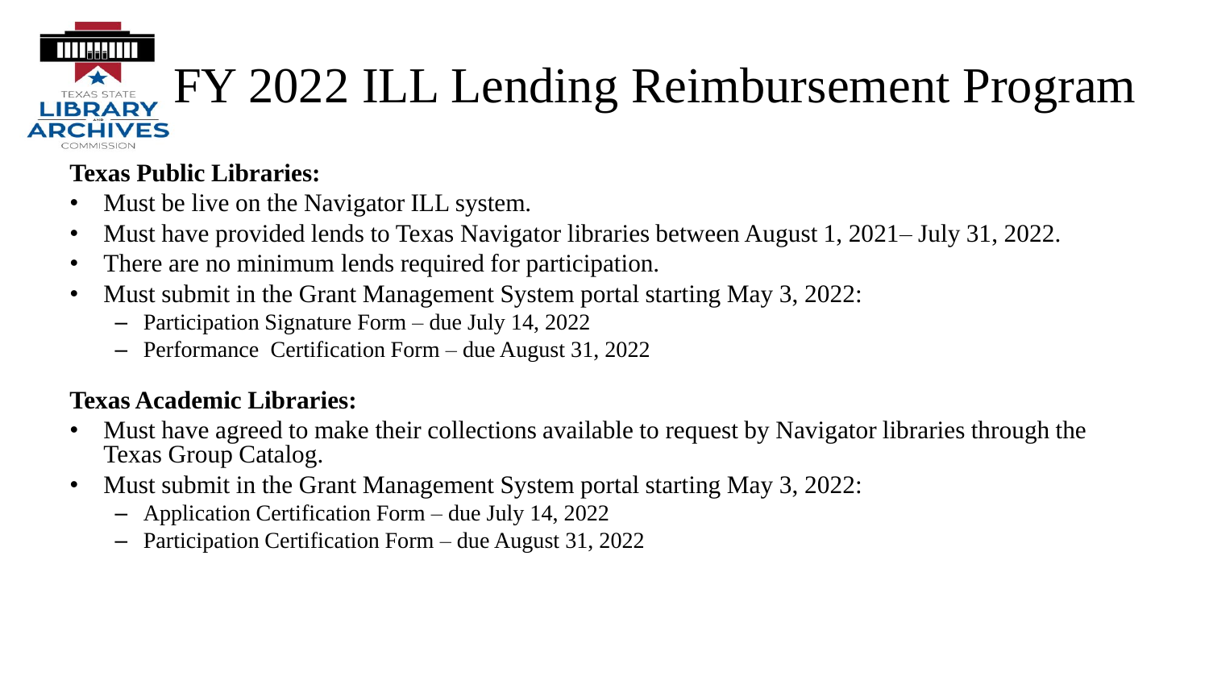# FY 2022 ILL Lending Reimbursement Program

**Texas Public Libraries:**

- Must be live on the Navigator ILL system.
- Must have provided lends to Texas Navigator libraries between August 1, 2021– July 31, 2022.
- There are no minimum lends required for participation.
- Must submit in the Grant Management System portal starting May 3, 2022:
  - Participation Signature Form – due July 14, 2022
  - Performance Certification Form – due August 31, 2022

**Texas Academic Libraries:**

- Must have agreed to make their collections available to request by Navigator libraries through the Texas Group Catalog.
- Must submit in the Grant Management System portal starting May 3, 2022:
  - Application Certification Form – due July 14, 2022
  - Participation Certification Form – due August 31, 2022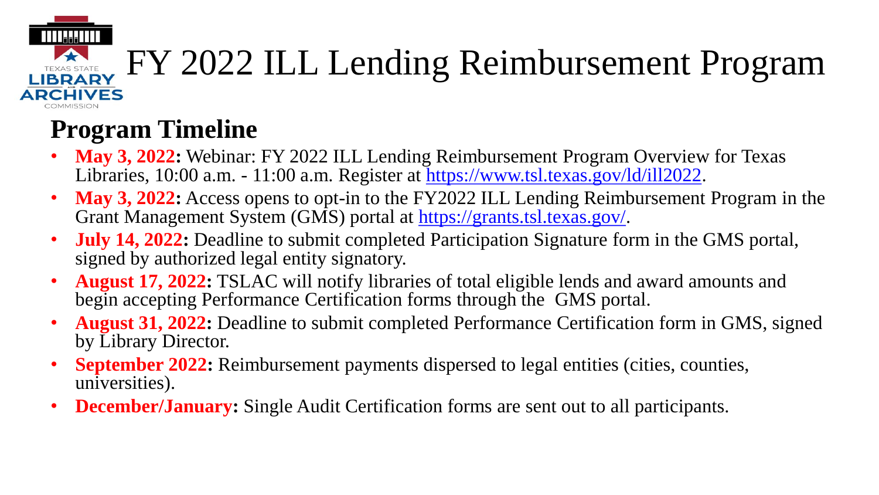# FY 2022 ILL Lending Reimbursement Program

## Program Timeline

- **May 3, 2022:** Webinar: FY 2022 ILL Lending Reimbursement Program Overview for Texas Libraries, 10:00 a.m. - 11:00 a.m. Register at https://www.tsl.texas.gov/ld/ill2022.
- **May 3, 2022:** Access opens to opt-in to the FY2022 ILL Lending Reimbursement Program in the Grant Management System (GMS) portal at https://grants.tsl.texas.gov/.
- **July 14, 2022:** Deadline to submit completed Participation Signature form in the GMS portal, signed by authorized legal entity signatory.
- **August 17, 2022:** TSLAC will notify libraries of total eligible lends and award amounts and begin accepting Performance Certification forms through the GMS portal.
- **August 31, 2022:** Deadline to submit completed Performance Certification form in GMS, signed by Library Director.
- **September 2022:** Reimbursement payments dispersed to legal entities (cities, counties, universities).
- **December/January:** Single Audit Certification forms are sent out to all participants.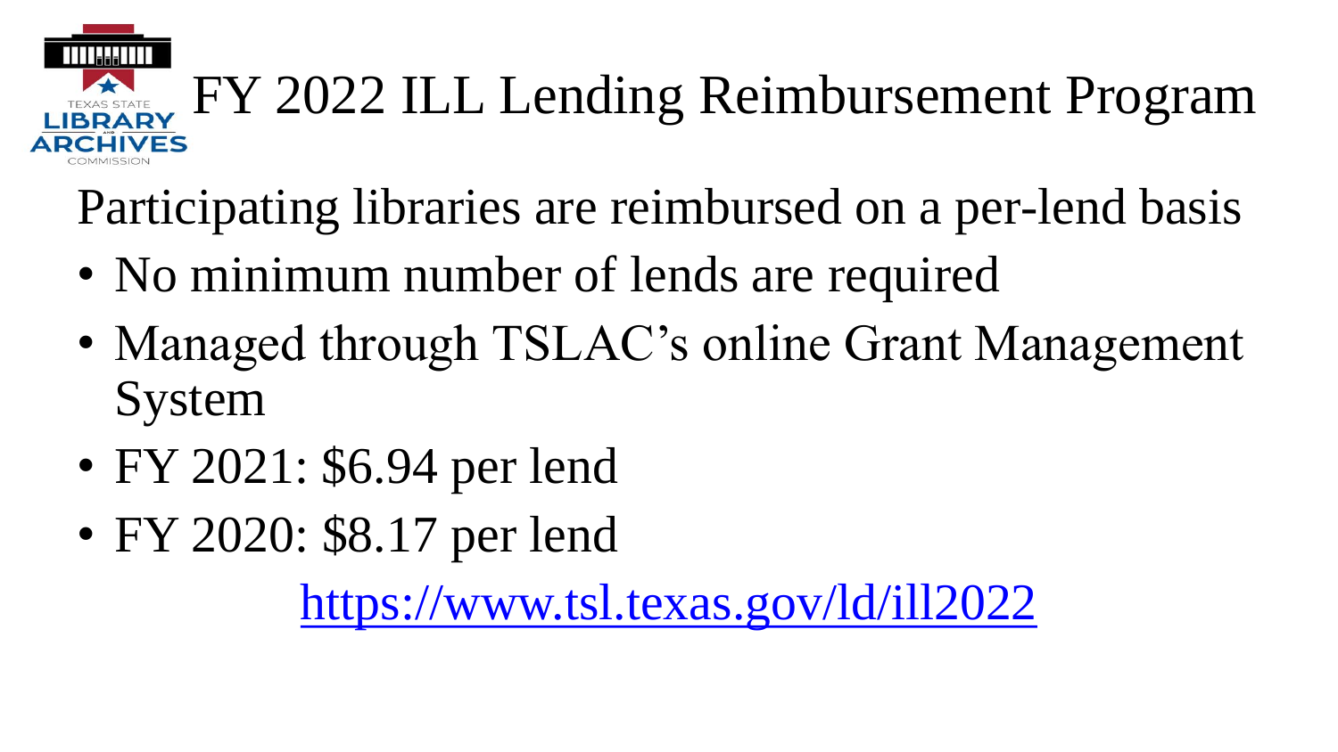# FY 2022 ILL Lending Reimbursement Program

Participating libraries are reimbursed on a per-lend basis

- No minimum number of lends are required
- Managed through TSLAC's online Grant Management System
- FY 2021: $6.94 per lend
- FY 2020: $8.17 per lend

https://www.tsl.texas.gov/ld/ill2022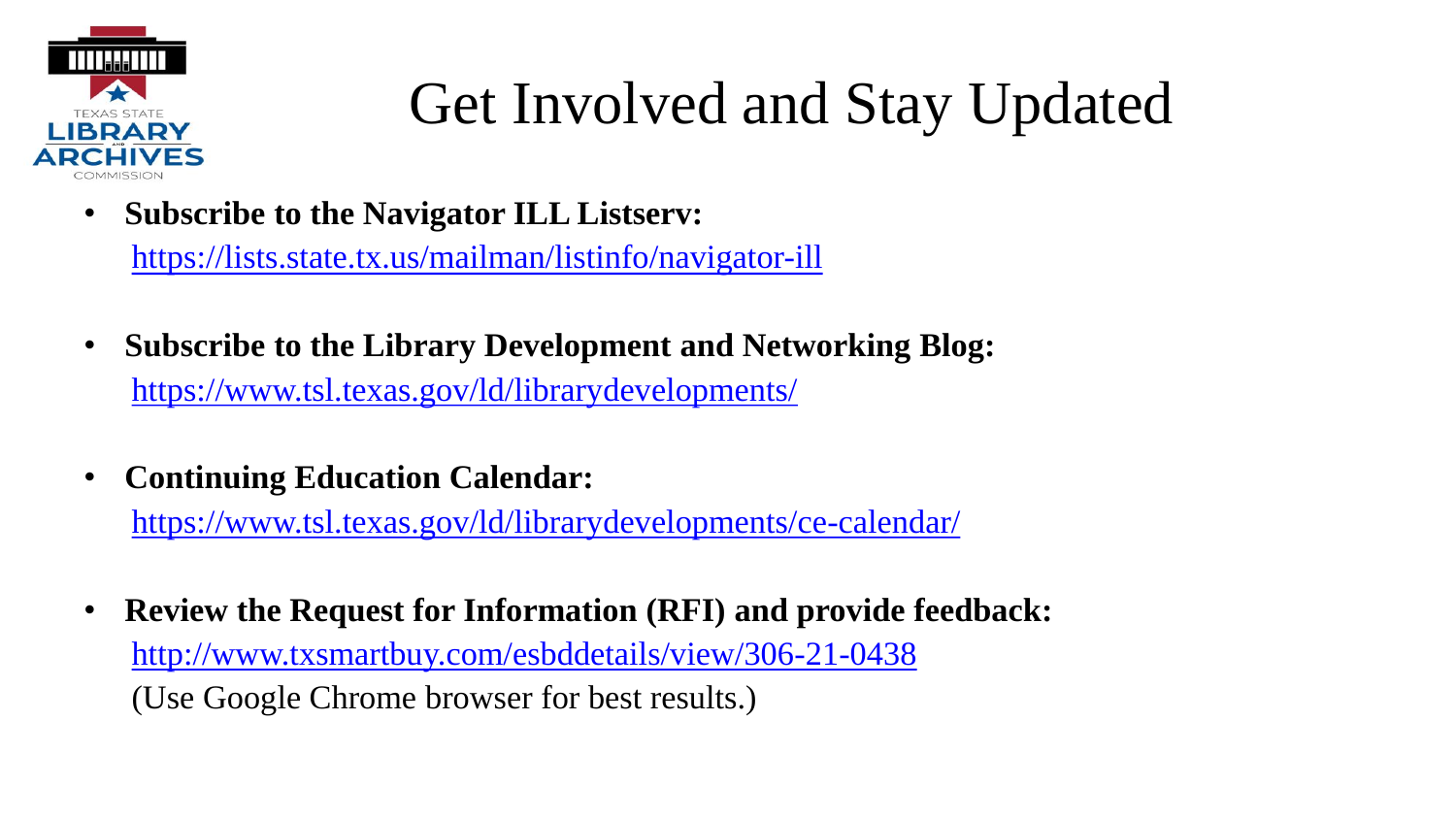# Get Involved and Stay Updated

- **Subscribe to the Navigator ILL Listserv:**
  https://lists.state.tx.us/mailman/listinfo/navigator-ill

- **Subscribe to the Library Development and Networking Blog:**
  https://www.tsl.texas.gov/ld/librarydevelopments/

- **Continuing Education Calendar:**
  https://www.tsl.texas.gov/ld/librarydevelopments/ce-calendar/

- **Review the Request for Information (RFI) and provide feedback:**
  http://www.txsmartbuy.com/esbddetails/view/306-21-0438
  (Use Google Chrome browser for best results.)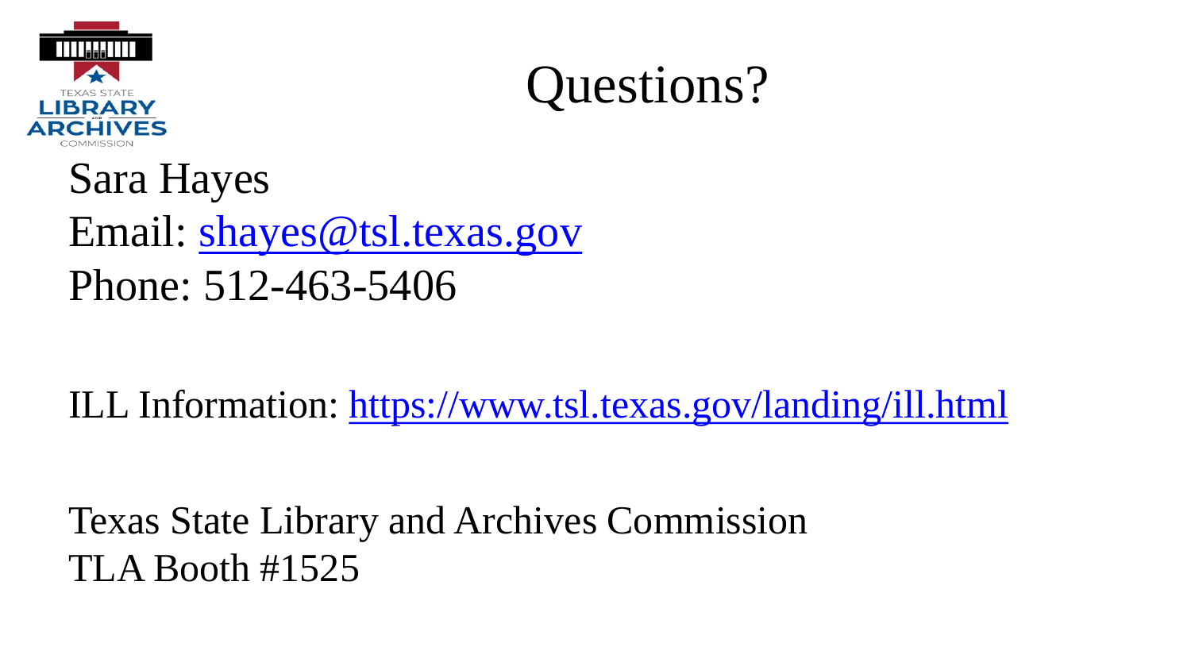# Questions?

Sara Hayes
Email: [shayes@tsl.texas.gov](mailto:shayes@tsl.texas.gov)
Phone: 512-463-5406

ILL Information: [https://www.tsl.texas.gov/landing/ill.html](https://www.tsl.texas.gov/landing/ill.html)

Texas State Library and Archives Commission
TLA Booth #1525